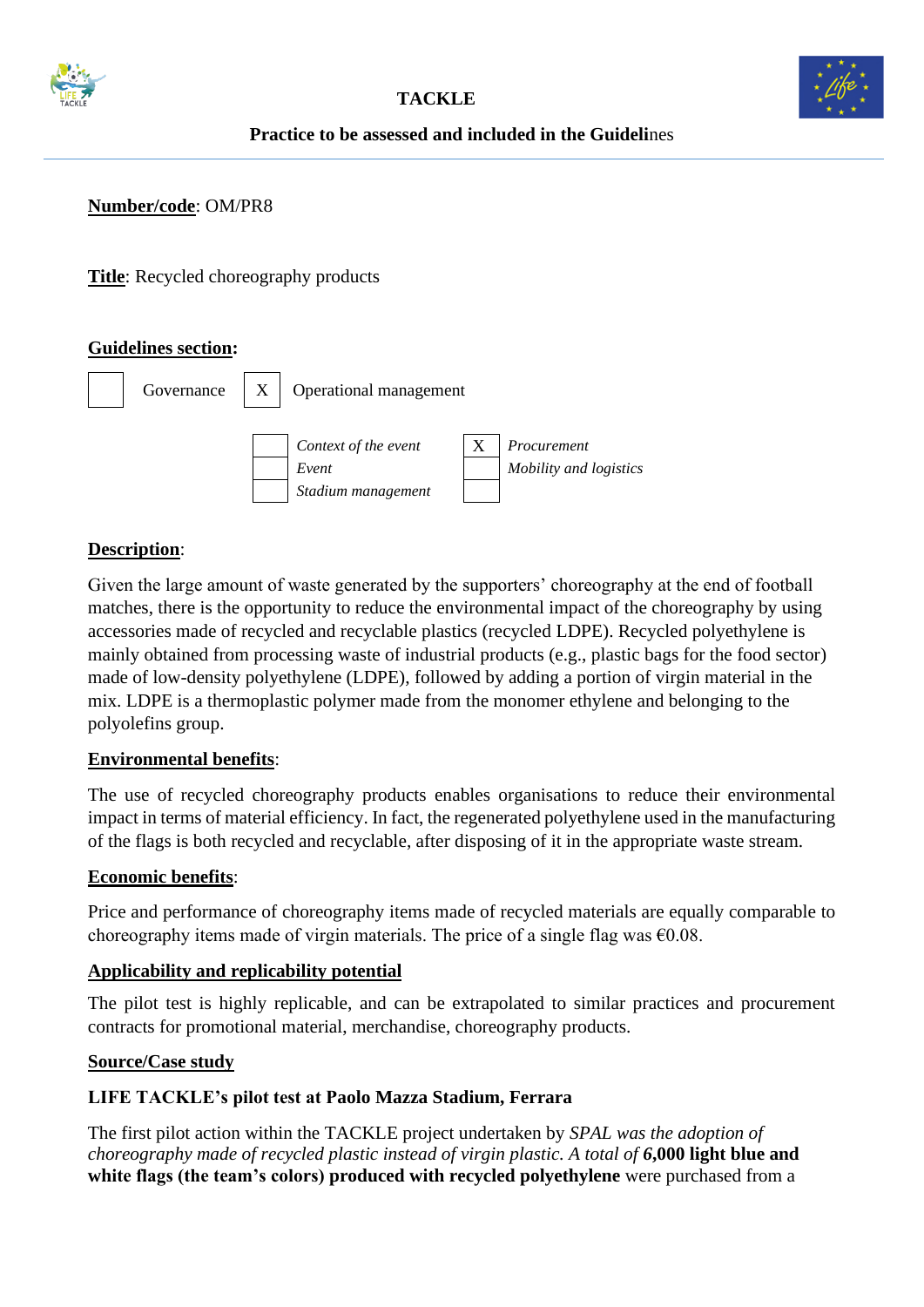**TACKLE**

**Practice to be assessed and included in the Guidelines**

**Number/code**: OM/PR8

**Title**: Recycled choreography products

**Guidelines section:**

| | Governance | X | Operational management |
|---|---|---|---|

| | | | |
|---|---|---|---|
| | *Context of the event* | X | *Procurement* |
| | *Event* | | *Mobility and logistics* |
| | *Stadium management* | | |

**Description**:

Given the large amount of waste generated by the supporters' choreography at the end of football matches, there is the opportunity to reduce the environmental impact of the choreography by using accessories made of recycled and recyclable plastics (recycled LDPE). Recycled polyethylene is mainly obtained from processing waste of industrial products (e.g., plastic bags for the food sector) made of low-density polyethylene (LDPE), followed by adding a portion of virgin material in the mix. LDPE is a thermoplastic polymer made from the monomer ethylene and belonging to the polyolefins group.

**Environmental benefits**:

The use of recycled choreography products enables organisations to reduce their environmental impact in terms of material efficiency. In fact, the regenerated polyethylene used in the manufacturing of the flags is both recycled and recyclable, after disposing of it in the appropriate waste stream.

**Economic benefits**:

Price and performance of choreography items made of recycled materials are equally comparable to choreography items made of virgin materials. The price of a single flag was €0.08.

**Applicability and replicability potential**

The pilot test is highly replicable, and can be extrapolated to similar practices and procurement contracts for promotional material, merchandise, choreography products.

**Source/Case study**

**LIFE TACKLE's pilot test at Paolo Mazza Stadium, Ferrara**

The first pilot action within the TACKLE project undertaken by *SPAL was the adoption of choreography made of recycled plastic instead of virgin plastic. A total of* **6,000 light blue and white flags (the team's colors) produced with recycled polyethylene** were purchased from a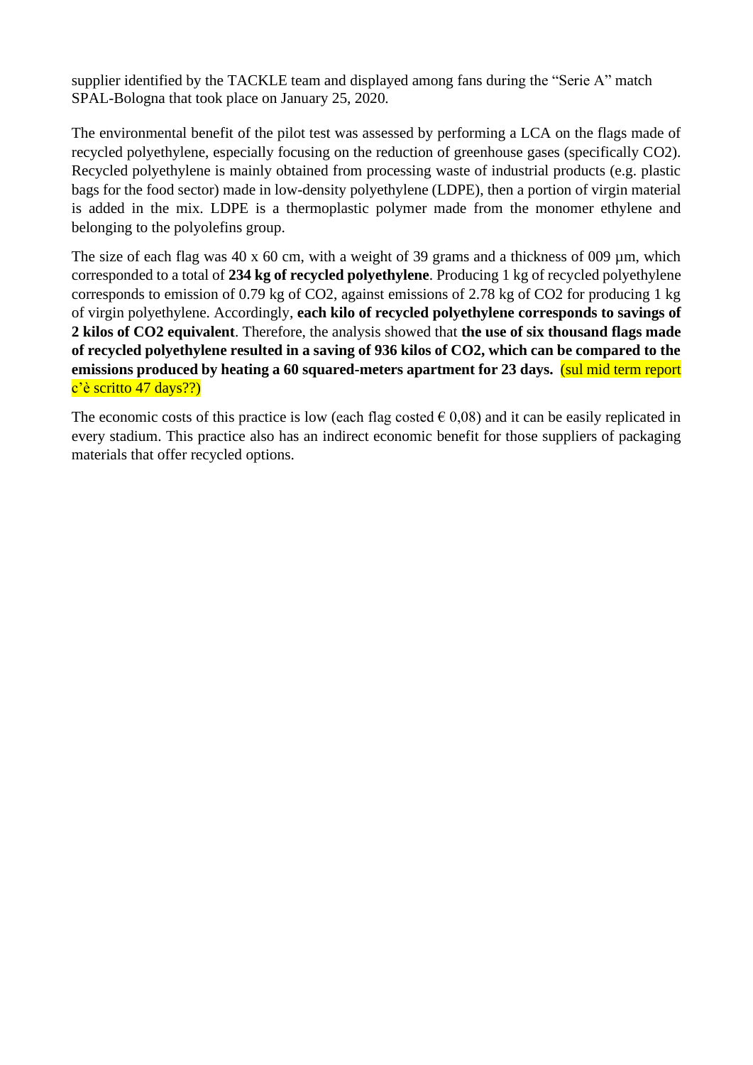supplier identified by the TACKLE team and displayed among fans during the "Serie A" match SPAL-Bologna that took place on January 25, 2020.

The environmental benefit of the pilot test was assessed by performing a LCA on the flags made of recycled polyethylene, especially focusing on the reduction of greenhouse gases (specifically $CO_2$). Recycled polyethylene is mainly obtained from processing waste of industrial products (e.g. plastic bags for the food sector) made in low-density polyethylene (LDPE), then a portion of virgin material is added in the mix. LDPE is a thermoplastic polymer made from the monomer ethylene and belonging to the polyolefins group.

The size of each flag was 40 x 60 cm, with a weight of 39 grams and a thickness of 009 µm, which corresponded to a total of **234 kg of recycled polyethylene**. Producing 1 kg of recycled polyethylene corresponds to emission of 0.79 kg of $CO_2$, against emissions of 2.78 kg of $CO_2$ for producing 1 kg of virgin polyethylene. Accordingly, **each kilo of recycled polyethylene corresponds to savings of 2 kilos of $CO_2$ equivalent**. Therefore, the analysis showed that **the use of six thousand flags made of recycled polyethylene resulted in a saving of 936 kilos of $CO_2$, which can be compared to the emissions produced by heating a 60 squared-meters apartment for 23 days.** (sul mid term report c'è scritto 47 days??)

The economic costs of this practice is low (each flag costed € 0,08) and it can be easily replicated in every stadium. This practice also has an indirect economic benefit for those suppliers of packaging materials that offer recycled options.